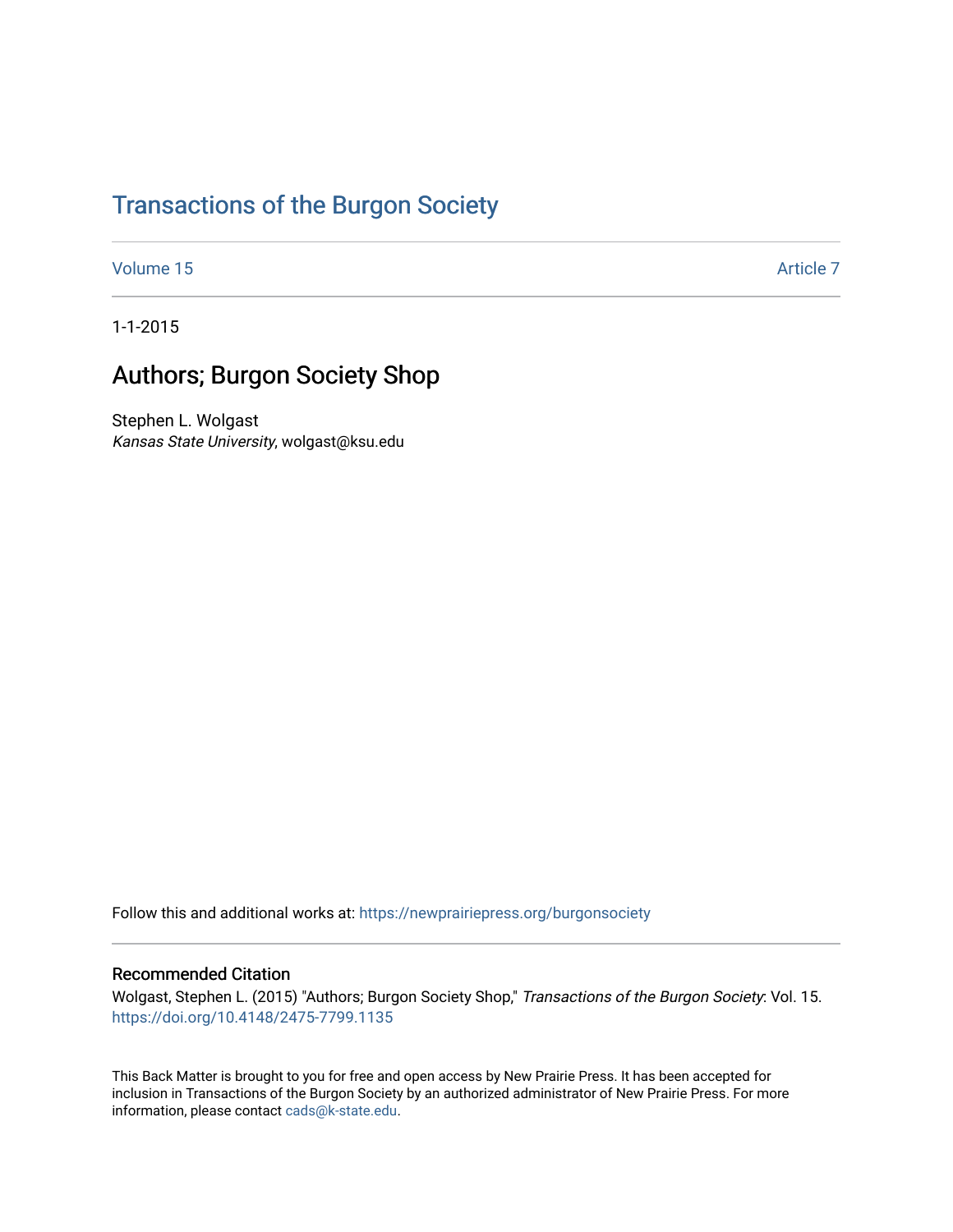# Transactions of the Burgon Society

Volume 15 Article 7

1-1-2015

## Authors; Burgon Society Shop

Stephen L. Wolgast
*Kansas State University*, wolgast@ksu.edu

Follow this and additional works at: https://newprairiepress.org/burgonsociety

### Recommended Citation

Wolgast, Stephen L. (2015) "Authors; Burgon Society Shop," *Transactions of the Burgon Society*: Vol. 15. https://doi.org/10.4148/2475-7799.1135

This Back Matter is brought to you for free and open access by New Prairie Press. It has been accepted for inclusion in Transactions of the Burgon Society by an authorized administrator of New Prairie Press. For more information, please contact cads@k-state.edu.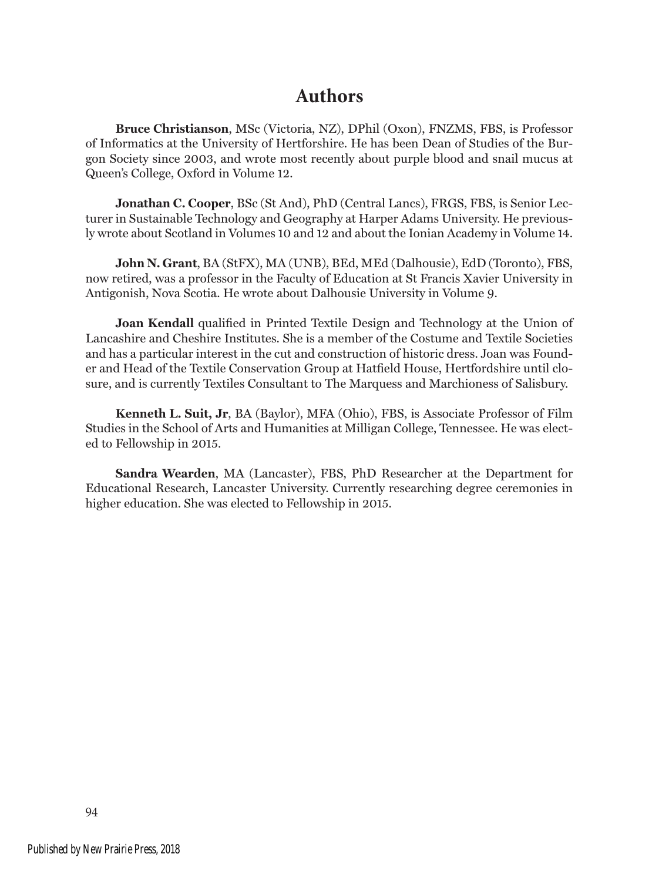# Authors

**Bruce Christianson**, MSc (Victoria, NZ), DPhil (Oxon), FNZMS, FBS, is Professor of Informatics at the University of Hertforshire. He has been Dean of Studies of the Burgon Society since 2003, and wrote most recently about purple blood and snail mucus at Queen's College, Oxford in Volume 12.

**Jonathan C. Cooper**, BSc (St And), PhD (Central Lancs), FRGS, FBS, is Senior Lecturer in Sustainable Technology and Geography at Harper Adams University. He previously wrote about Scotland in Volumes 10 and 12 and about the Ionian Academy in Volume 14.

**John N. Grant**, BA (StFX), MA (UNB), BEd, MEd (Dalhousie), EdD (Toronto), FBS, now retired, was a professor in the Faculty of Education at St Francis Xavier University in Antigonish, Nova Scotia. He wrote about Dalhousie University in Volume 9.

**Joan Kendall** qualified in Printed Textile Design and Technology at the Union of Lancashire and Cheshire Institutes. She is a member of the Costume and Textile Societies and has a particular interest in the cut and construction of historic dress. Joan was Founder and Head of the Textile Conservation Group at Hatfield House, Hertfordshire until closure, and is currently Textiles Consultant to The Marquess and Marchioness of Salisbury.

**Kenneth L. Suit, Jr**, BA (Baylor), MFA (Ohio), FBS, is Associate Professor of Film Studies in the School of Arts and Humanities at Milligan College, Tennessee. He was elected to Fellowship in 2015.

**Sandra Wearden**, MA (Lancaster), FBS, PhD Researcher at the Department for Educational Research, Lancaster University. Currently researching degree ceremonies in higher education. She was elected to Fellowship in 2015.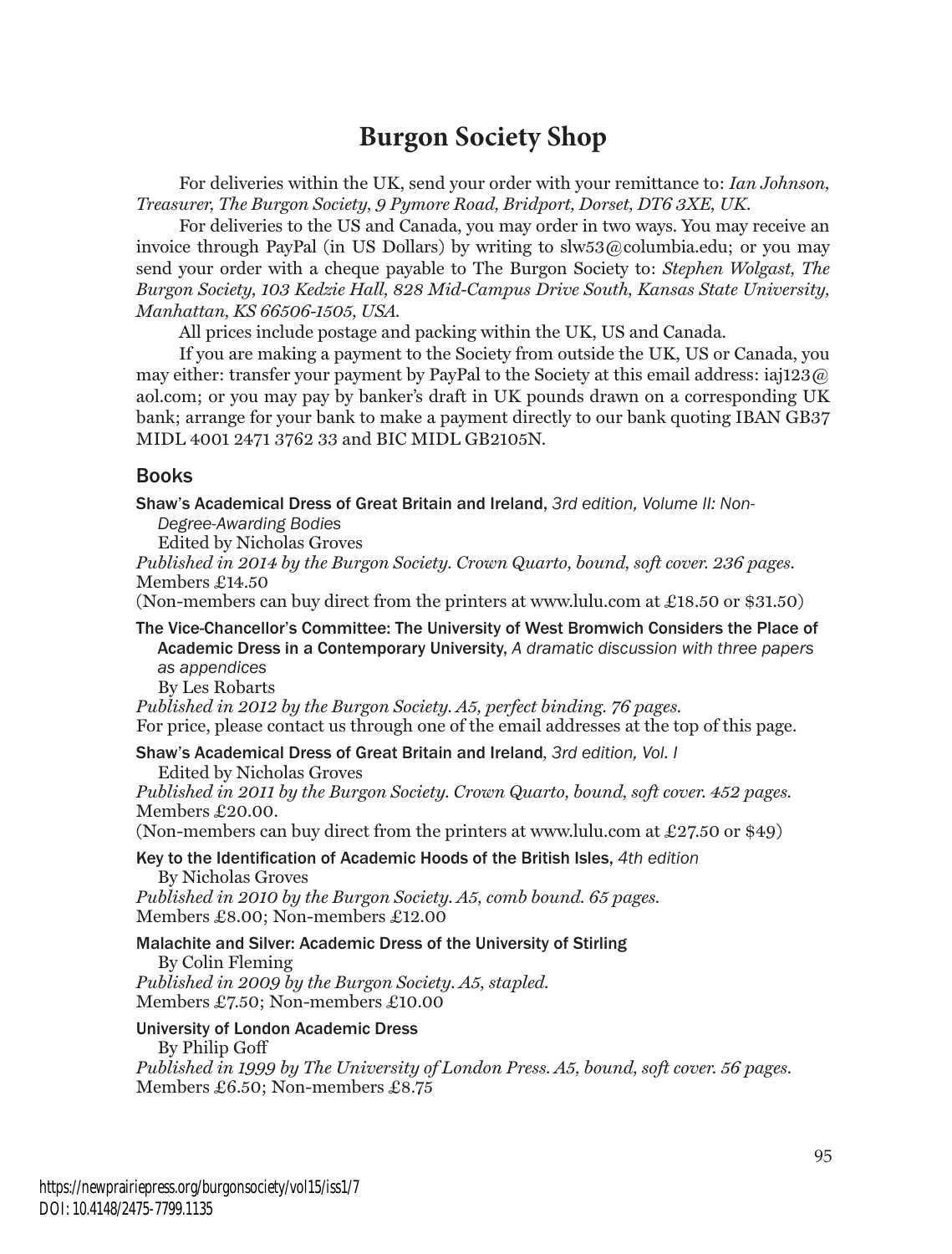# Burgon Society Shop

For deliveries within the UK, send your order with your remittance to: *Ian Johnson, Treasurer, The Burgon Society, 9 Pymore Road, Bridport, Dorset, DT6 3XE, UK.*

For deliveries to the US and Canada, you may order in two ways. You may receive an invoice through PayPal (in US Dollars) by writing to slw53@columbia.edu; or you may send your order with a cheque payable to The Burgon Society to: *Stephen Wolgast, The Burgon Society, 103 Kedzie Hall, 828 Mid-Campus Drive South, Kansas State University, Manhattan, KS 66506-1505, USA.*

All prices include postage and packing within the UK, US and Canada.

If you are making a payment to the Society from outside the UK, US or Canada, you may either: transfer your payment by PayPal to the Society at this email address: iaj123@aol.com; or you may pay by banker's draft in UK pounds drawn on a corresponding UK bank; arrange for your bank to make a payment directly to our bank quoting IBAN GB37 MIDL 4001 2471 3762 33 and BIC MIDL GB2105N.

## Books

**Shaw's Academical Dress of Great Britain and Ireland,** *3rd edition, Volume II: Non-Degree-Awarding Bodies*
Edited by Nicholas Groves
*Published in 2014 by the Burgon Society. Crown Quarto, bound, soft cover. 236 pages.*
Members £14.50
(Non-members can buy direct from the printers at www.lulu.com at £18.50 or $31.50)

**The Vice-Chancellor's Committee: The University of West Bromwich Considers the Place of Academic Dress in a Contemporary University,** *A dramatic discussion with three papers as appendices*
By Les Robarts
*Published in 2012 by the Burgon Society. A5, perfect binding. 76 pages.*
For price, please contact us through one of the email addresses at the top of this page.

**Shaw's Academical Dress of Great Britain and Ireland,** *3rd edition, Vol. I*
Edited by Nicholas Groves
*Published in 2011 by the Burgon Society. Crown Quarto, bound, soft cover. 452 pages.*
Members £20.00.
(Non-members can buy direct from the printers at www.lulu.com at £27.50 or $49)

**Key to the Identification of Academic Hoods of the British Isles,** *4th edition*
By Nicholas Groves
*Published in 2010 by the Burgon Society. A5, comb bound. 65 pages.*
Members £8.00; Non-members £12.00

**Malachite and Silver: Academic Dress of the University of Stirling**
By Colin Fleming
*Published in 2009 by the Burgon Society. A5, stapled.*
Members £7.50; Non-members £10.00

**University of London Academic Dress**
By Philip Goff
*Published in 1999 by The University of London Press. A5, bound, soft cover. 56 pages.*
Members £6.50; Non-members £8.75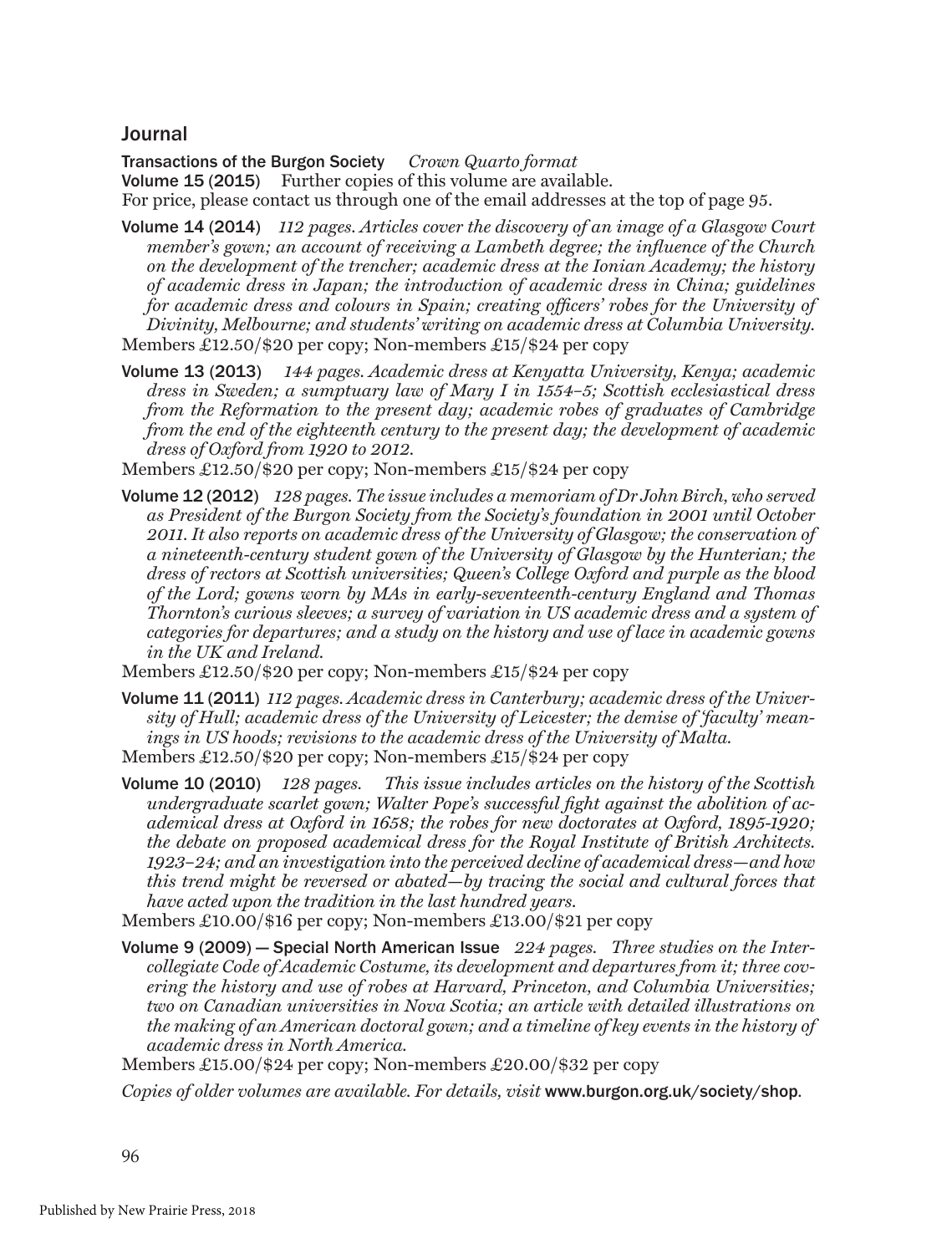## Journal

**Transactions of the Burgon Society** *Crown Quarto format*

**Volume 15 (2015)** Further copies of this volume are available.
For price, please contact us through one of the email addresses at the top of page 95.

**Volume 14 (2014)** *112 pages. Articles cover the discovery of an image of a Glasgow Court member's gown; an account of receiving a Lambeth degree; the influence of the Church on the development of the trencher; academic dress at the Ionian Academy; the history of academic dress in Japan; the introduction of academic dress in China; guidelines for academic dress and colours in Spain; creating officers' robes for the University of Divinity, Melbourne; and students' writing on academic dress at Columbia University.*
Members £12.50/$20 per copy; Non-members £15/$24 per copy

**Volume 13 (2013)** *144 pages. Academic dress at Kenyatta University, Kenya; academic dress in Sweden; a sumptuary law of Mary I in 1554–5; Scottish ecclesiastical dress from the Reformation to the present day; academic robes of graduates of Cambridge from the end of the eighteenth century to the present day; the development of academic dress of Oxford from 1920 to 2012.*
Members £12.50/$20 per copy; Non-members £15/$24 per copy

**Volume 12 (2012)** *128 pages. The issue includes a memoriam of Dr John Birch, who served as President of the Burgon Society from the Society's foundation in 2001 until October 2011. It also reports on academic dress of the University of Glasgow; the conservation of a nineteenth-century student gown of the University of Glasgow by the Hunterian; the dress of rectors at Scottish universities; Queen's College Oxford and purple as the blood of the Lord; gowns worn by MAs in early-seventeenth-century England and Thomas Thornton's curious sleeves; a survey of variation in US academic dress and a system of categories for departures; and a study on the history and use of lace in academic gowns in the UK and Ireland.*
Members £12.50/$20 per copy; Non-members £15/$24 per copy

**Volume 11 (2011)** *112 pages. Academic dress in Canterbury; academic dress of the University of Hull; academic dress of the University of Leicester; the demise of 'faculty' meanings in US hoods; revisions to the academic dress of the University of Malta.*
Members £12.50/$20 per copy; Non-members £15/$24 per copy

**Volume 10 (2010)** *128 pages. This issue includes articles on the history of the Scottish undergraduate scarlet gown; Walter Pope's successful fight against the abolition of academical dress at Oxford in 1658; the robes for new doctorates at Oxford, 1895-1920; the debate on proposed academical dress for the Royal Institute of British Architects. 1923–24; and an investigation into the perceived decline of academical dress—and how this trend might be reversed or abated—by tracing the social and cultural forces that have acted upon the tradition in the last hundred years.*
Members £10.00/$16 per copy; Non-members £13.00/$21 per copy

**Volume 9 (2009) — Special North American Issue** *224 pages. Three studies on the Intercollegiate Code of Academic Costume, its development and departures from it; three covering the history and use of robes at Harvard, Princeton, and Columbia Universities; two on Canadian universities in Nova Scotia; an article with detailed illustrations on the making of an American doctoral gown; and a timeline of key events in the history of academic dress in North America.*
Members £15.00/$24 per copy; Non-members £20.00/$32 per copy

*Copies of older volumes are available. For details, visit* www.burgon.org.uk/society/shop.

Published by New Prairie Press, 2018